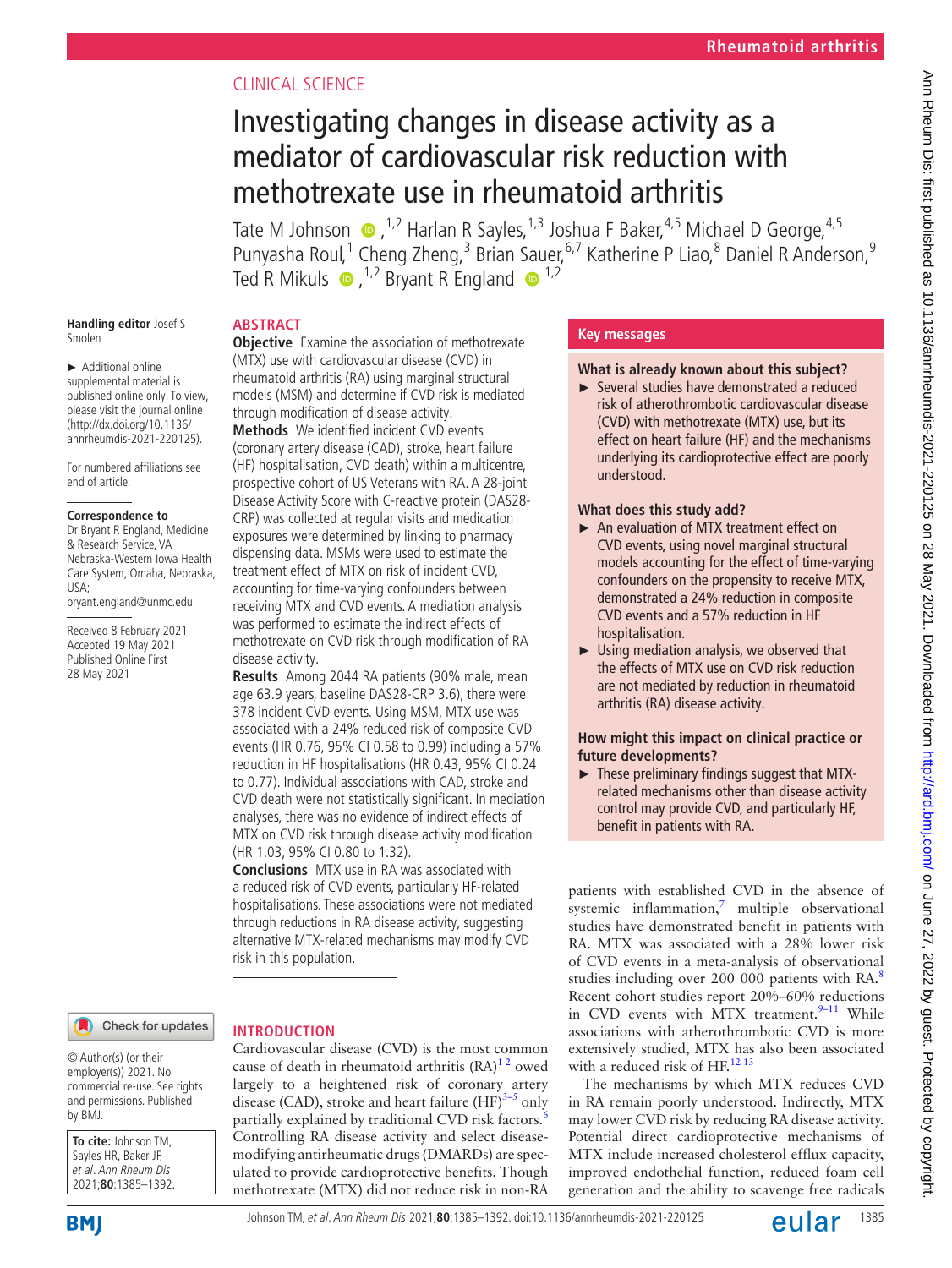# Investigating changes in disease activity as a mediator of cardiovascular risk reduction with methotrexate use in rheumatoid arthritis

Tate M Johnson [1,2], Harlan R Sayles [1,3], Joshua F Baker [4,5], Michael D George [4,5], Punyasha Roul [1], Cheng Zheng [3], Brian Sauer [6,7], Katherine P Liao [8], Daniel R Anderson [9], Ted R Mikuls [1,2], Bryant R England [1,2]

Handling editor Josef S Smolen

► Additional online supplemental material is published online only. To view, please visit the journal online (http://dx.doi.org/10.1136/annrheumdis-2021-220125).

For numbered affiliations see end of article.

**Correspondence to** Dr Bryant R England, Medicine & Research Service, VA Nebraska-Western Iowa Health Care System, Omaha, Nebraska, USA; bryant.england@unmc.edu

Received 8 February 2021
Accepted 19 May 2021
Published Online First 28 May 2021

## ABSTRACT

**Objective** Examine the association of methotrexate (MTX) use with cardiovascular disease (CVD) in rheumatoid arthritis (RA) using marginal structural models (MSM) and determine if CVD risk is mediated through modification of disease activity.

**Methods** We identified incident CVD events (coronary artery disease (CAD), stroke, heart failure (HF) hospitalisation, CVD death) within a multicentre, prospective cohort of US Veterans with RA. A 28-joint Disease Activity Score with C-reactive protein (DAS28-CRP) was collected at regular visits and medication exposures were determined by linking to pharmacy dispensing data. MSMs were used to estimate the treatment effect of MTX on risk of incident CVD, accounting for time-varying confounders between receiving MTX and CVD events. A mediation analysis was performed to estimate the indirect effects of methotrexate on CVD risk through modification of RA disease activity.

**Results** Among 2044 RA patients (90% male, mean age 63.9 years, baseline DAS28-CRP 3.6), there were 378 incident CVD events. Using MSM, MTX use was associated with a 24% reduced risk of composite CVD events (HR 0.76, 95% CI 0.58 to 0.99) including a 57% reduction in HF hospitalisations (HR 0.43, 95% CI 0.24 to 0.77). Individual associations with CAD, stroke and CVD death were not statistically significant. In mediation analyses, there was no evidence of indirect effects of MTX on CVD risk through disease activity modification (HR 1.03, 95% CI 0.80 to 1.32).

**Conclusions** MTX use in RA was associated with a reduced risk of CVD events, particularly HF-related hospitalisations. These associations were not mediated through reductions in RA disease activity, suggesting alternative MTX-related mechanisms may modify CVD risk in this population.

## Key messages

**What is already known about this subject?**

- Several studies have demonstrated a reduced risk of atherothrombotic cardiovascular disease (CVD) with methotrexate (MTX) use, but its effect on heart failure (HF) and the mechanisms underlying its cardioprotective effect are poorly understood.

**What does this study add?**

- An evaluation of MTX treatment effect on CVD events, using novel marginal structural models accounting for the effect of time-varying confounders on the propensity to receive MTX, demonstrated a 24% reduction in composite CVD events and a 57% reduction in HF hospitalisation.
- Using mediation analysis, we observed that the effects of MTX use on CVD risk reduction are not mediated by reduction in rheumatoid arthritis (RA) disease activity.

**How might this impact on clinical practice or future developments?**

- These preliminary findings suggest that MTX-related mechanisms other than disease activity control may provide CVD, and particularly HF, benefit in patients with RA.

## INTRODUCTION

Cardiovascular disease (CVD) is the most common cause of death in rheumatoid arthritis (RA)[1,2] owed largely to a heightened risk of coronary artery disease (CAD), stroke and heart failure (HF)[3–5] only partially explained by traditional CVD risk factors.[6] Controlling RA disease activity and select disease-modifying antirheumatic drugs (DMARDs) are speculated to provide cardioprotective benefits. Though methotrexate (MTX) did not reduce risk in non-RA patients with established CVD in the absence of systemic inflammation,[7] multiple observational studies have demonstrated benefit in patients with RA. MTX was associated with a 28% lower risk of CVD events in a meta-analysis of observational studies including over 200 000 patients with RA.[8] Recent cohort studies report 20%–60% reductions in CVD events with MTX treatment.[9–11] While associations with atherothrombotic CVD is more extensively studied, MTX has also been associated with a reduced risk of HF.[12,13]

The mechanisms by which MTX reduces CVD in RA remain poorly understood. Indirectly, MTX may lower CVD risk by reducing RA disease activity. Potential direct cardioprotective mechanisms of MTX include increased cholesterol efflux capacity, improved endothelial function, reduced foam cell generation and the ability to scavenge free radicals

© Author(s) (or their employer(s)) 2021. No commercial re-use. See rights and permissions. Published by BMJ.

**To cite:** Johnson TM, Sayles HR, Baker JF, et al. *Ann Rheum Dis* 2021;**80**:1385–1392.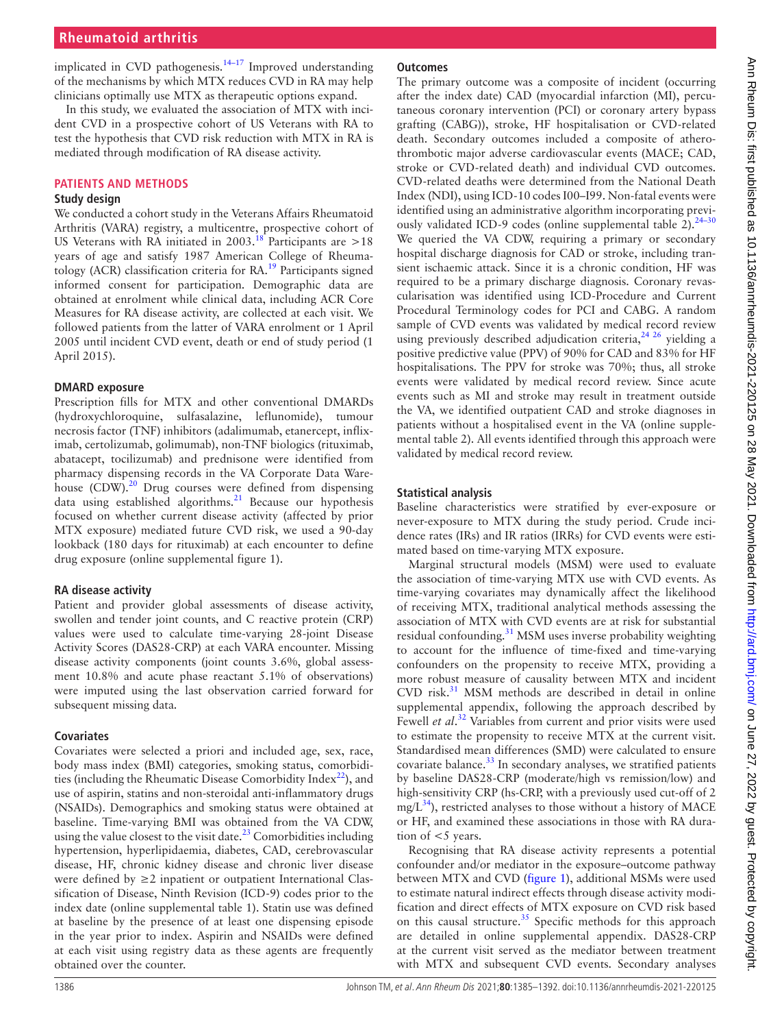implicated in CVD pathogenesis.[14–17] Improved understanding of the mechanisms by which MTX reduces CVD in RA may help clinicians optimally use MTX as therapeutic options expand.

In this study, we evaluated the association of MTX with incident CVD in a prospective cohort of US Veterans with RA to test the hypothesis that CVD risk reduction with MTX in RA is mediated through modification of RA disease activity.

## PATIENTS AND METHODS

### Study design

We conducted a cohort study in the Veterans Affairs Rheumatoid Arthritis (VARA) registry, a multicentre, prospective cohort of US Veterans with RA initiated in 2003.[18] Participants are >18 years of age and satisfy 1987 American College of Rheumatology (ACR) classification criteria for RA.[19] Participants signed informed consent for participation. Demographic data are obtained at enrolment while clinical data, including ACR Core Measures for RA disease activity, are collected at each visit. We followed patients from the latter of VARA enrolment or 1 April 2005 until incident CVD event, death or end of study period (1 April 2015).

### DMARD exposure

Prescription fills for MTX and other conventional DMARDs (hydroxychloroquine, sulfasalazine, leflunomide), tumour necrosis factor (TNF) inhibitors (adalimumab, etanercept, infliximab, certolizumab, golimumab), non-TNF biologics (rituximab, abatacept, tocilizumab) and prednisone were identified from pharmacy dispensing records in the VA Corporate Data Warehouse (CDW).[20] Drug courses were defined from dispensing data using established algorithms.[21] Because our hypothesis focused on whether current disease activity (affected by prior MTX exposure) mediated future CVD risk, we used a 90-day lookback (180 days for rituximab) at each encounter to define drug exposure (online supplemental figure 1).

### RA disease activity

Patient and provider global assessments of disease activity, swollen and tender joint counts, and C reactive protein (CRP) values were used to calculate time-varying 28-joint Disease Activity Scores (DAS28-CRP) at each VARA encounter. Missing disease activity components (joint counts 3.6%, global assessment 10.8% and acute phase reactant 5.1% of observations) were imputed using the last observation carried forward for subsequent missing data.

### Covariates

Covariates were selected a priori and included age, sex, race, body mass index (BMI) categories, smoking status, comorbidities (including the Rheumatic Disease Comorbidity Index[22]), and use of aspirin, statins and non-steroidal anti-inflammatory drugs (NSAIDs). Demographics and smoking status were obtained at baseline. Time-varying BMI was obtained from the VA CDW, using the value closest to the visit date.[23] Comorbidities including hypertension, hyperlipidaemia, diabetes, CAD, cerebrovascular disease, HF, chronic kidney disease and chronic liver disease were defined by ≥2 inpatient or outpatient International Classification of Disease, Ninth Revision (ICD-9) codes prior to the index date (online supplemental table 1). Statin use was defined at baseline by the presence of at least one dispensing episode in the year prior to index. Aspirin and NSAIDs were defined at each visit using registry data as these agents are frequently obtained over the counter.

### Outcomes

The primary outcome was a composite of incident (occurring after the index date) CAD (myocardial infarction (MI), percutaneous coronary intervention (PCI) or coronary artery bypass grafting (CABG)), stroke, HF hospitalisation or CVD-related death. Secondary outcomes included a composite of atherothrombotic major adverse cardiovascular events (MACE; CAD, stroke or CVD-related death) and individual CVD outcomes. CVD-related deaths were determined from the National Death Index (NDI), using ICD-10 codes I00–I99. Non-fatal events were identified using an administrative algorithm incorporating previously validated ICD-9 codes (online supplemental table 2).[24–30] We queried the VA CDW, requiring a primary or secondary hospital discharge diagnosis for CAD or stroke, including transient ischaemic attack. Since it is a chronic condition, HF was required to be a primary discharge diagnosis. Coronary revascularisation was identified using ICD-Procedure and Current Procedural Terminology codes for PCI and CABG. A random sample of CVD events was validated by medical record review using previously described adjudication criteria,[24 26] yielding a positive predictive value (PPV) of 90% for CAD and 83% for HF hospitalisations. The PPV for stroke was 70%; thus, all stroke events were validated by medical record review. Since acute events such as MI and stroke may result in treatment outside the VA, we identified outpatient CAD and stroke diagnoses in patients without a hospitalised event in the VA (online supplemental table 2). All events identified through this approach were validated by medical record review.

### Statistical analysis

Baseline characteristics were stratified by ever-exposure or never-exposure to MTX during the study period. Crude incidence rates (IRs) and IR ratios (IRRs) for CVD events were estimated based on time-varying MTX exposure.

Marginal structural models (MSM) were used to evaluate the association of time-varying MTX use with CVD events. As time-varying covariates may dynamically affect the likelihood of receiving MTX, traditional analytical methods assessing the association of MTX with CVD events are at risk for substantial residual confounding.[31] MSM uses inverse probability weighting to account for the influence of time-fixed and time-varying confounders on the propensity to receive MTX, providing a more robust measure of causality between MTX and incident CVD risk.[31] MSM methods are described in detail in online supplemental appendix, following the approach described by Fewell *et al*.[32] Variables from current and prior visits were used to estimate the propensity to receive MTX at the current visit. Standardised mean differences (SMD) were calculated to ensure covariate balance.[33] In secondary analyses, we stratified patients by baseline DAS28-CRP (moderate/high vs remission/low) and high-sensitivity CRP (hs-CRP, with a previously used cut-off of 2 mg/L[34]), restricted analyses to those without a history of MACE or HF, and examined these associations in those with RA duration of <5 years.

Recognising that RA disease activity represents a potential confounder and/or mediator in the exposure–outcome pathway between MTX and CVD (figure 1), additional MSMs were used to estimate natural indirect effects through disease activity modification and direct effects of MTX exposure on CVD risk based on this causal structure.[35] Specific methods for this approach are detailed in online supplemental appendix. DAS28-CRP at the current visit served as the mediator between treatment with MTX and subsequent CVD events. Secondary analyses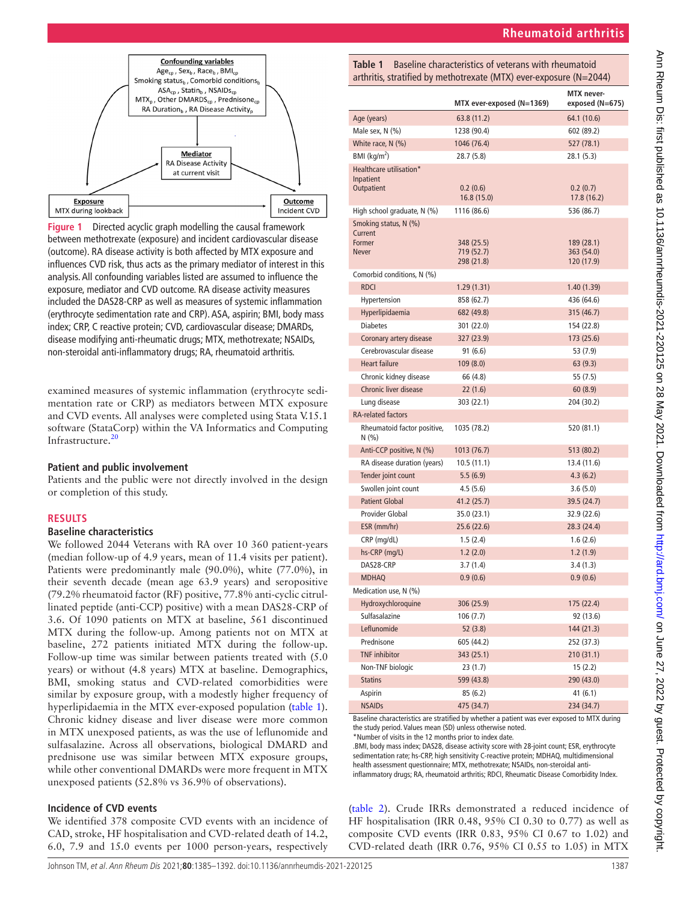Confounding variables: $Age_{cp}$, $Sex_b$, $Race_b$, $BMI_{cp}$, Smoking $status_b$, Comorbid $conditions_b$, $ASA_{cp}$, $Statin_b$, $NSAIDs_{cp}$, $MTX_p$, Other $DMARDs_{cp}$, $Prednisone_{cp}$, RA $Duration_b$, RA Disease $Activity_p$

Mediator: RA Disease Activity at current visit

Exposure: MTX during lookback

Outcome: Incident CVD

**Figure 1** Directed acyclic graph modelling the causal framework between methotrexate (exposure) and incident cardiovascular disease (outcome). RA disease activity is both affected by MTX exposure and influences CVD risk, thus acts as the primary mediator of interest in this analysis. All confounding variables listed are assumed to influence the exposure, mediator and CVD outcome. RA disease activity measures included the DAS28-CRP as well as measures of systemic inflammation (erythrocyte sedimentation rate and CRP). ASA, aspirin; BMI, body mass index; CRP, C reactive protein; CVD, cardiovascular disease; DMARDs, disease modifying anti-rheumatic drugs; MTX, methotrexate; NSAIDs, non-steroidal anti-inflammatory drugs; RA, rheumatoid arthritis.

examined measures of systemic inflammation (erythrocyte sedimentation rate or CRP) as mediators between MTX exposure and CVD events. All analyses were completed using Stata V.15.1 software (StataCorp) within the VA Informatics and Computing Infrastructure.[20]

### Patient and public involvement

Patients and the public were not directly involved in the design or completion of this study.

## RESULTS

### Baseline characteristics

We followed 2044 Veterans with RA over 10 360 patient-years (median follow-up of 4.9 years, mean of 11.4 visits per patient). Patients were predominantly male (90.0%), white (77.0%), in their seventh decade (mean age 63.9 years) and seropositive (79.2% rheumatoid factor (RF) positive, 77.8% anti-cyclic citrullinated peptide (anti-CCP) positive) with a mean DAS28-CRP of 3.6. Of 1090 patients on MTX at baseline, 561 discontinued MTX during the follow-up. Among patients not on MTX at baseline, 272 patients initiated MTX during the follow-up. Follow-up time was similar between patients treated with (5.0 years) or without (4.8 years) MTX at baseline. Demographics, BMI, smoking status and CVD-related comorbidities were similar by exposure group, with a modestly higher frequency of hyperlipidaemia in the MTX ever-exposed population (table 1). Chronic kidney disease and liver disease were more common in MTX unexposed patients, as was the use of leflunomide and sulfasalazine. Across all observations, biological DMARD and prednisone use was similar between MTX exposure groups, while other conventional DMARDs were more frequent in MTX unexposed patients (52.8% vs 36.9% of observations).

### Incidence of CVD events

We identified 378 composite CVD events with an incidence of CAD, stroke, HF hospitalisation and CVD-related death of 14.2, 6.0, 7.9 and 15.0 events per 1000 person-years, respectively (table 2). Crude IRRs demonstrated a reduced incidence of HF hospitalisation (IRR 0.48, 95% CI 0.30 to 0.77) as well as composite CVD events (IRR 0.83, 95% CI 0.67 to 1.02) and CVD-related death (IRR 0.76, 95% CI 0.55 to 1.05) in MTX

**Table 1** Baseline characteristics of veterans with rheumatoid arthritis, stratified by methotrexate (MTX) ever-exposure (N=2044)

| | MTX ever-exposed (N=1369) | MTX never-exposed (N=675) |
|---|---|---|
| Age (years) | 63.8 (11.2) | 64.1 (10.6) |
| Male sex, N (%) | 1238 (90.4) | 602 (89.2) |
| White race, N (%) | 1046 (76.4) | 527 (78.1) |
| BMI (kg/m$^2$) | 28.7 (5.8) | 28.1 (5.3) |
| Healthcare utilisation* | | |
| Inpatient | 0.2 (0.6) | 0.2 (0.7) |
| Outpatient | 16.8 (15.0) | 17.8 (16.2) |
| High school graduate, N (%) | 1116 (86.6) | 536 (86.7) |
| Smoking status, N (%) | | |
| Current | 348 (25.5) | 189 (28.1) |
| Former | 719 (52.7) | 363 (54.0) |
| Never | 298 (21.8) | 120 (17.9) |
| Comorbid conditions, N (%) | | |
| RDCI | 1.29 (1.31) | 1.40 (1.39) |
| Hypertension | 858 (62.7) | 436 (64.6) |
| Hyperlipidaemia | 682 (49.8) | 315 (46.7) |
| Diabetes | 301 (22.0) | 154 (22.8) |
| Coronary artery disease | 327 (23.9) | 173 (25.6) |
| Cerebrovascular disease | 91 (6.6) | 53 (7.9) |
| Heart failure | 109 (8.0) | 63 (9.3) |
| Chronic kidney disease | 66 (4.8) | 55 (7.5) |
| Chronic liver disease | 22 (1.6) | 60 (8.9) |
| Lung disease | 303 (22.1) | 204 (30.2) |
| RA-related factors | | |
| Rheumatoid factor positive, N (%) | 1035 (78.2) | 520 (81.1) |
| Anti-CCP positive, N (%) | 1013 (76.7) | 513 (80.2) |
| RA disease duration (years) | 10.5 (11.1) | 13.4 (11.6) |
| Tender joint count | 5.5 (6.9) | 4.3 (6.2) |
| Swollen joint count | 4.5 (5.6) | 3.6 (5.0) |
| Patient Global | 41.2 (25.7) | 39.5 (24.7) |
| Provider Global | 35.0 (23.1) | 32.9 (22.6) |
| ESR (mm/hr) | 25.6 (22.6) | 28.3 (24.4) |
| CRP (mg/dL) | 1.5 (2.4) | 1.6 (2.6) |
| hs-CRP (mg/L) | 1.2 (2.0) | 1.2 (1.9) |
| DAS28-CRP | 3.7 (1.4) | 3.4 (1.3) |
| MDHAQ | 0.9 (0.6) | 0.9 (0.6) |
| Medication use, N (%) | | |
| Hydroxychloroquine | 306 (25.9) | 175 (22.4) |
| Sulfasalazine | 106 (7.7) | 92 (13.6) |
| Leflunomide | 52 (3.8) | 144 (21.3) |
| Prednisone | 605 (44.2) | 252 (37.3) |
| TNF inhibitor | 343 (25.1) | 210 (31.1) |
| Non-TNF biologic | 23 (1.7) | 15 (2.2) |
| Statins | 599 (43.8) | 290 (43.0) |
| Aspirin | 85 (6.2) | 41 (6.1) |
| NSAIDs | 475 (34.7) | 234 (34.7) |

Baseline characteristics are stratified by whether a patient was ever exposed to MTX during the study period. Values mean (SD) unless otherwise noted.
*Number of visits in the 12 months prior to index date.
.BMI, body mass index; DAS28, disease activity score with 28-joint count; ESR, erythrocyte sedimentation rate; hs-CRP, high sensitivity C-reactive protein; MDHAQ, multidimensional health assessment questionnaire; MTX, methotrexate; NSAIDs, non-steroidal anti-inflammatory drugs; RA, rheumatoid arthritis; RDCI, Rheumatic Disease Comorbidity Index.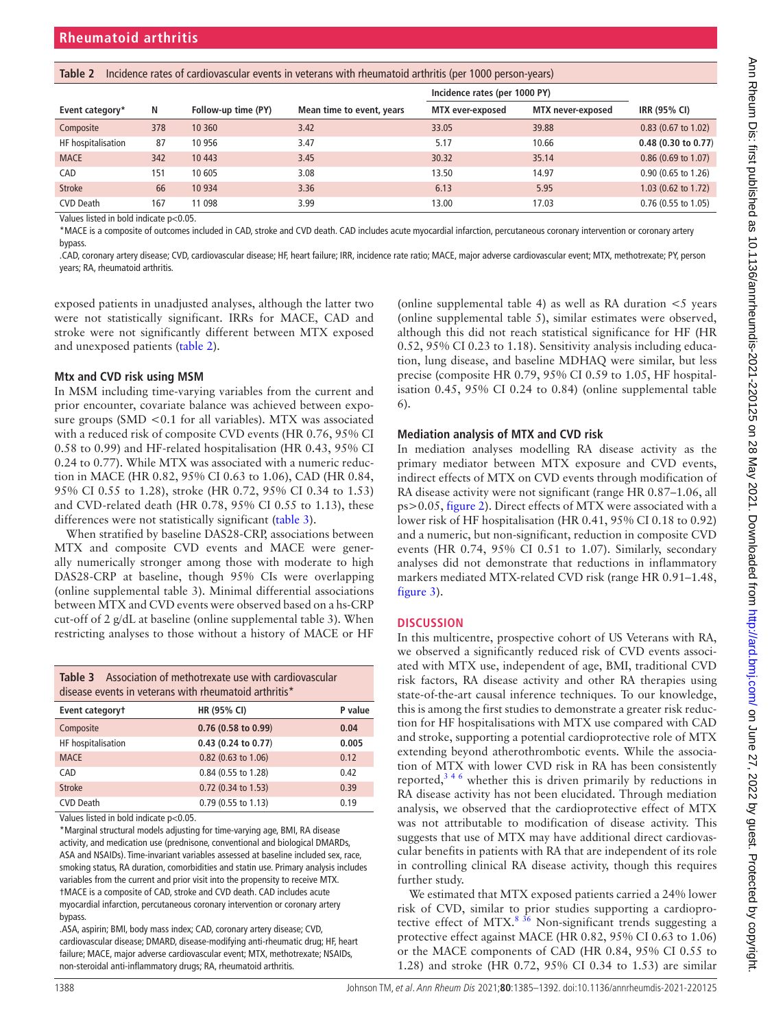**Table 2** Incidence rates of cardiovascular events in veterans with rheumatoid arthritis (per 1000 person-years)

| Event category* | N | Follow-up time (PY) | Mean time to event, years | Incidence rates (per 1000 PY) | | IRR (95% CI) |
|---|---|---|---|---|---|---|
| | | | | MTX ever-exposed | MTX never-exposed | |
| Composite | 378 | 10 360 | 3.42 | 33.05 | 39.88 | 0.83 (0.67 to 1.02) |
| HF hospitalisation | 87 | 10 956 | 3.47 | 5.17 | 10.66 | **0.48 (0.30 to 0.77)** |
| MACE | 342 | 10 443 | 3.45 | 30.32 | 35.14 | 0.86 (0.69 to 1.07) |
| CAD | 151 | 10 605 | 3.08 | 13.50 | 14.97 | 0.90 (0.65 to 1.26) |
| Stroke | 66 | 10 934 | 3.36 | 6.13 | 5.95 | 1.03 (0.62 to 1.72) |
| CVD Death | 167 | 11 098 | 3.99 | 13.00 | 17.03 | 0.76 (0.55 to 1.05) |

Values listed in bold indicate p<0.05.

*MACE is a composite of outcomes included in CAD, stroke and CVD death. CAD includes acute myocardial infarction, percutaneous coronary intervention or coronary artery bypass.

.CAD, coronary artery disease; CVD, cardiovascular disease; HF, heart failure; IRR, incidence rate ratio; MACE, major adverse cardiovascular event; MTX, methotrexate; PY, person years; RA, rheumatoid arthritis.

exposed patients in unadjusted analyses, although the latter two were not statistically significant. IRRs for MACE, CAD and stroke were not significantly different between MTX exposed and unexposed patients (table 2).

### Mtx and CVD risk using MSM

In MSM including time-varying variables from the current and prior encounter, covariate balance was achieved between exposure groups (SMD <0.1 for all variables). MTX was associated with a reduced risk of composite CVD events (HR 0.76, 95% CI 0.58 to 0.99) and HF-related hospitalisation (HR 0.43, 95% CI 0.24 to 0.77). While MTX was associated with a numeric reduction in MACE (HR 0.82, 95% CI 0.63 to 1.06), CAD (HR 0.84, 95% CI 0.55 to 1.28), stroke (HR 0.72, 95% CI 0.34 to 1.53) and CVD-related death (HR 0.78, 95% CI 0.55 to 1.13), these differences were not statistically significant (table 3).

When stratified by baseline DAS28-CRP, associations between MTX and composite CVD events and MACE were generally numerically stronger among those with moderate to high DAS28-CRP at baseline, though 95% CIs were overlapping (online supplemental table 3). Minimal differential associations between MTX and CVD events were observed based on a hs-CRP cut-off of 2 g/dL at baseline (online supplemental table 3). When restricting analyses to those without a history of MACE or HF

**Table 3** Association of methotrexate use with cardiovascular disease events in veterans with rheumatoid arthritis*

| Event category† | HR (95% CI) | P value |
|---|---|---|
| Composite | **0.76 (0.58 to 0.99)** | **0.04** |
| HF hospitalisation | **0.43 (0.24 to 0.77)** | **0.005** |
| MACE | 0.82 (0.63 to 1.06) | 0.12 |
| CAD | 0.84 (0.55 to 1.28) | 0.42 |
| Stroke | 0.72 (0.34 to 1.53) | 0.39 |
| CVD Death | 0.79 (0.55 to 1.13) | 0.19 |

Values listed in bold indicate p<0.05.

*Marginal structural models adjusting for time-varying age, BMI, RA disease activity, and medication use (prednisone, conventional and biological DMARDs, ASA and NSAIDs). Time-invariant variables assessed at baseline included sex, race, smoking status, RA duration, comorbidities and statin use. Primary analysis includes variables from the current and prior visit into the propensity to receive MTX.

†MACE is a composite of CAD, stroke and CVD death. CAD includes acute myocardial infarction, percutaneous coronary intervention or coronary artery bypass.

.ASA, aspirin; BMI, body mass index; CAD, coronary artery disease; CVD, cardiovascular disease; DMARD, disease-modifying anti-rheumatic drug; HF, heart failure; MACE, major adverse cardiovascular event; MTX, methotrexate; NSAIDs, non-steroidal anti-inflammatory drugs; RA, rheumatoid arthritis.

(online supplemental table 4) as well as RA duration <5 years (online supplemental table 5), similar estimates were observed, although this did not reach statistical significance for HF (HR 0.52, 95% CI 0.23 to 1.18). Sensitivity analysis including education, lung disease, and baseline MDHAQ were similar, but less precise (composite HR 0.79, 95% CI 0.59 to 1.05, HF hospitalisation 0.45, 95% CI 0.24 to 0.84) (online supplemental table 6).

### Mediation analysis of MTX and CVD risk

In mediation analyses modelling RA disease activity as the primary mediator between MTX exposure and CVD events, indirect effects of MTX on CVD events through modification of RA disease activity were not significant (range HR 0.87–1.06, all ps>0.05, figure 2). Direct effects of MTX were associated with a lower risk of HF hospitalisation (HR 0.41, 95% CI 0.18 to 0.92) and a numeric, but non-significant, reduction in composite CVD events (HR 0.74, 95% CI 0.51 to 1.07). Similarly, secondary analyses did not demonstrate that reductions in inflammatory markers mediated MTX-related CVD risk (range HR 0.91–1.48, figure 3).

## DISCUSSION

In this multicentre, prospective cohort of US Veterans with RA, we observed a significantly reduced risk of CVD events associated with MTX use, independent of age, BMI, traditional CVD risk factors, RA disease activity and other RA therapies using state-of-the-art causal inference techniques. To our knowledge, this is among the first studies to demonstrate a greater risk reduction for HF hospitalisations with MTX use compared with CAD and stroke, supporting a potential cardioprotective role of MTX extending beyond atherothrombotic events. While the association of MTX with lower CVD risk in RA has been consistently reported,[3 4 6] whether this is driven primarily by reductions in RA disease activity has not been elucidated. Through mediation analysis, we observed that the cardioprotective effect of MTX was not attributable to modification of disease activity. This suggests that use of MTX may have additional direct cardiovascular benefits in patients with RA that are independent of its role in controlling clinical RA disease activity, though this requires further study.

We estimated that MTX exposed patients carried a 24% lower risk of CVD, similar to prior studies supporting a cardioprotective effect of MTX.[8 36] Non-significant trends suggesting a protective effect against MACE (HR 0.82, 95% CI 0.63 to 1.06) or the MACE components of CAD (HR 0.84, 95% CI 0.55 to 1.28) and stroke (HR 0.72, 95% CI 0.34 to 1.53) are similar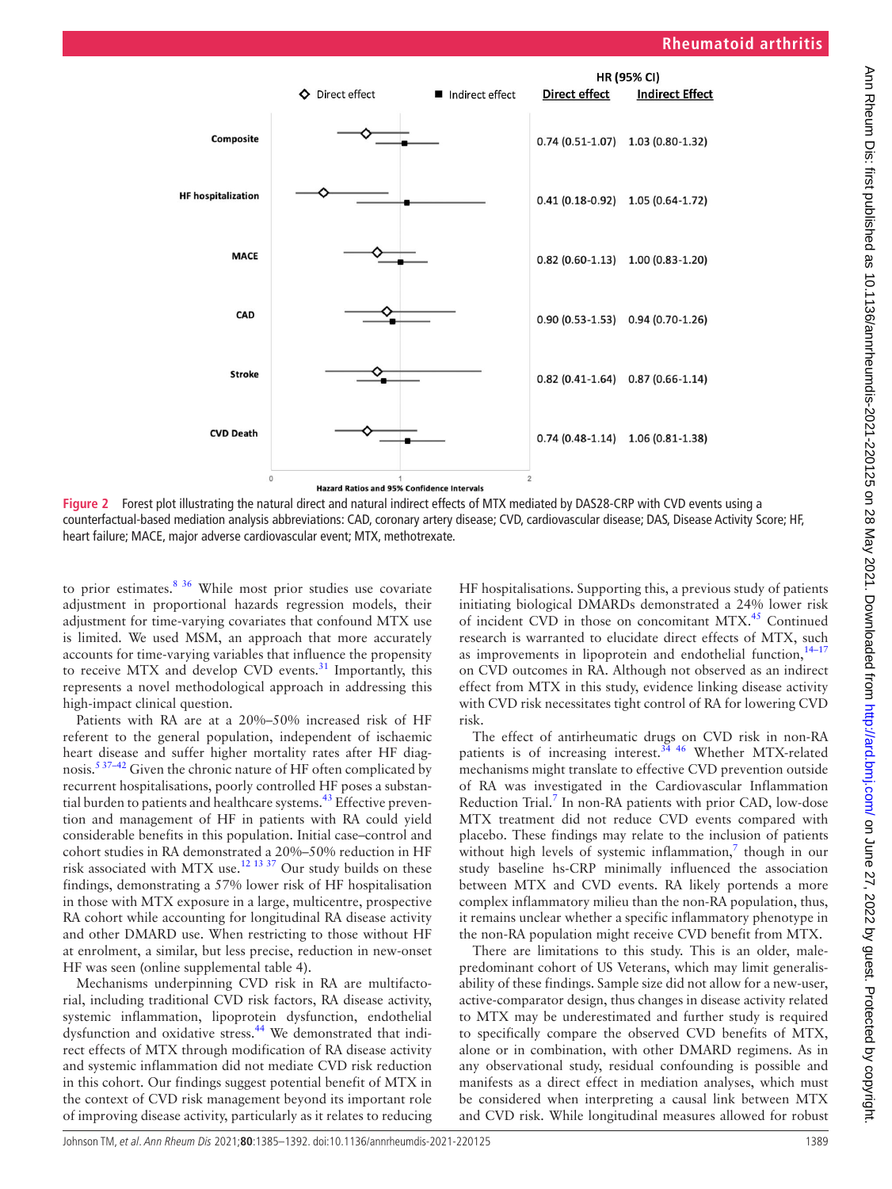| | HR (95% CI) Direct effect | HR (95% CI) Indirect Effect |
|---|---|---|
| Composite | 0.74 (0.51-1.07) | 1.03 (0.80-1.32) |
| HF hospitalization | 0.41 (0.18-0.92) | 1.05 (0.64-1.72) |
| MACE | 0.82 (0.60-1.13) | 1.00 (0.83-1.20) |
| CAD | 0.90 (0.53-1.53) | 0.94 (0.70-1.26) |
| Stroke | 0.82 (0.41-1.64) | 0.87 (0.66-1.14) |
| CVD Death | 0.74 (0.48-1.14) | 1.06 (0.81-1.38) |

**Figure 2** Forest plot illustrating the natural direct and natural indirect effects of MTX mediated by DAS28-CRP with CVD events using a counterfactual-based mediation analysis abbreviations: CAD, coronary artery disease; CVD, cardiovascular disease; DAS, Disease Activity Score; HF, heart failure; MACE, major adverse cardiovascular event; MTX, methotrexate.

to prior estimates.[8 36] While most prior studies use covariate adjustment in proportional hazards regression models, their adjustment for time-varying covariates that confound MTX use is limited. We used MSM, an approach that more accurately accounts for time-varying variables that influence the propensity to receive MTX and develop CVD events.[31] Importantly, this represents a novel methodological approach in addressing this high-impact clinical question.

Patients with RA are at a 20%–50% increased risk of HF referent to the general population, independent of ischaemic heart disease and suffer higher mortality rates after HF diagnosis.[5 37–42] Given the chronic nature of HF often complicated by recurrent hospitalisations, poorly controlled HF poses a substantial burden to patients and healthcare systems.[43] Effective prevention and management of HF in patients with RA could yield considerable benefits in this population. Initial case–control and cohort studies in RA demonstrated a 20%–50% reduction in HF risk associated with MTX use.[12 13 37] Our study builds on these findings, demonstrating a 57% lower risk of HF hospitalisation in those with MTX exposure in a large, multicentre, prospective RA cohort while accounting for longitudinal RA disease activity and other DMARD use. When restricting to those without HF at enrolment, a similar, but less precise, reduction in new-onset HF was seen (online supplemental table 4).

Mechanisms underpinning CVD risk in RA are multifactorial, including traditional CVD risk factors, RA disease activity, systemic inflammation, lipoprotein dysfunction, endothelial dysfunction and oxidative stress.[44] We demonstrated that indirect effects of MTX through modification of RA disease activity and systemic inflammation did not mediate CVD risk reduction in this cohort. Our findings suggest potential benefit of MTX in the context of CVD risk management beyond its important role of improving disease activity, particularly as it relates to reducing HF hospitalisations. Supporting this, a previous study of patients initiating biological DMARDs demonstrated a 24% lower risk of incident CVD in those on concomitant MTX.[45] Continued research is warranted to elucidate direct effects of MTX, such as improvements in lipoprotein and endothelial function,[14–17] on CVD outcomes in RA. Although not observed as an indirect effect from MTX in this study, evidence linking disease activity with CVD risk necessitates tight control of RA for lowering CVD risk.

The effect of antirheumatic drugs on CVD risk in non-RA patients is of increasing interest.[34 46] Whether MTX-related mechanisms might translate to effective CVD prevention outside of RA was investigated in the Cardiovascular Inflammation Reduction Trial.[7] In non-RA patients with prior CAD, low-dose MTX treatment did not reduce CVD events compared with placebo. These findings may relate to the inclusion of patients without high levels of systemic inflammation,[7] though in our study baseline hs-CRP minimally influenced the association between MTX and CVD events. RA likely portends a more complex inflammatory milieu than the non-RA population, thus, it remains unclear whether a specific inflammatory phenotype in the non-RA population might receive CVD benefit from MTX.

There are limitations to this study. This is an older, male-predominant cohort of US Veterans, which may limit generalisability of these findings. Sample size did not allow for a new-user, active-comparator design, thus changes in disease activity related to MTX may be underestimated and further study is required to specifically compare the observed CVD benefits of MTX, alone or in combination, with other DMARD regimens. As in any observational study, residual confounding is possible and manifests as a direct effect in mediation analyses, which must be considered when interpreting a causal link between MTX and CVD risk. While longitudinal measures allowed for robust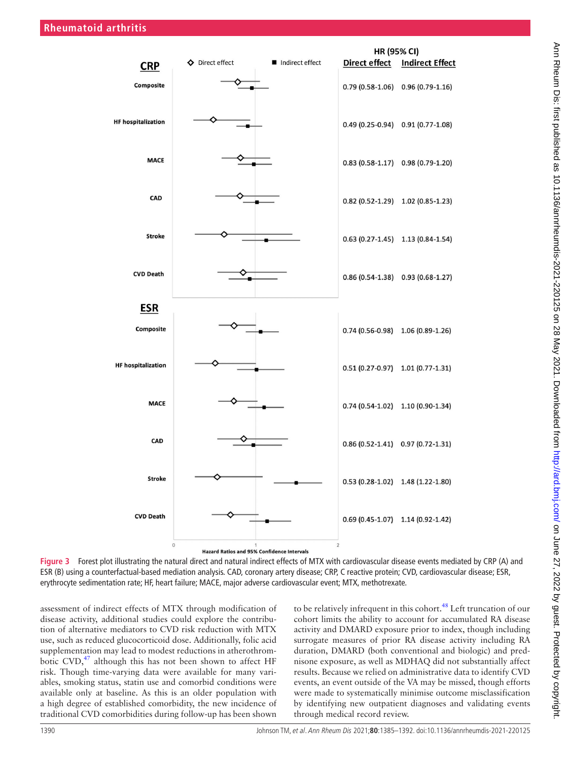| | HR (95% CI) | |
|---|---|---|
| | Direct effect | Indirect Effect |
| **CRP** | | |
| Composite | 0.79 (0.58-1.06) | 0.96 (0.79-1.16) |
| HF hospitalization | 0.49 (0.25-0.94) | 0.91 (0.77-1.08) |
| MACE | 0.83 (0.58-1.17) | 0.98 (0.79-1.20) |
| CAD | 0.82 (0.52-1.29) | 1.02 (0.85-1.23) |
| Stroke | 0.63 (0.27-1.45) | 1.13 (0.84-1.54) |
| CVD Death | 0.86 (0.54-1.38) | 0.93 (0.68-1.27) |
| **ESR** | | |
| Composite | 0.74 (0.56-0.98) | 1.06 (0.89-1.26) |
| HF hospitalization | 0.51 (0.27-0.97) | 1.01 (0.77-1.31) |
| MACE | 0.74 (0.54-1.02) | 1.10 (0.90-1.34) |
| CAD | 0.86 (0.52-1.41) | 0.97 (0.72-1.31) |
| Stroke | 0.53 (0.28-1.02) | 1.48 (1.22-1.80) |
| CVD Death | 0.69 (0.45-1.07) | 1.14 (0.92-1.42) |

Hazard Ratios and 95% Confidence Intervals

**Figure 3** Forest plot illustrating the natural direct and natural indirect effects of MTX with cardiovascular disease events mediated by CRP (A) and ESR (B) using a counterfactual-based mediation analysis. CAD, coronary artery disease; CRP, C reactive protein; CVD, cardiovascular disease; ESR, erythrocyte sedimentation rate; HF, heart failure; MACE, major adverse cardiovascular event; MTX, methotrexate.

assessment of indirect effects of MTX through modification of disease activity, additional studies could explore the contribution of alternative mediators to CVD risk reduction with MTX use, such as reduced glucocorticoid dose. Additionally, folic acid supplementation may lead to modest reductions in atherothrombotic CVD,[47] although this has not been shown to affect HF risk. Though time-varying data were available for many variables, smoking status, statin use and comorbid conditions were available only at baseline. As this is an older population with a high degree of established comorbidity, the new incidence of traditional CVD comorbidities during follow-up has been shown to be relatively infrequent in this cohort.[48] Left truncation of our cohort limits the ability to account for accumulated RA disease activity and DMARD exposure prior to index, though including surrogate measures of prior RA disease activity including RA duration, DMARD (both conventional and biologic) and prednisone exposure, as well as MDHAQ did not substantially affect results. Because we relied on administrative data to identify CVD events, an event outside of the VA may be missed, though efforts were made to systematically minimise outcome misclassification by identifying new outpatient diagnoses and validating events through medical record review.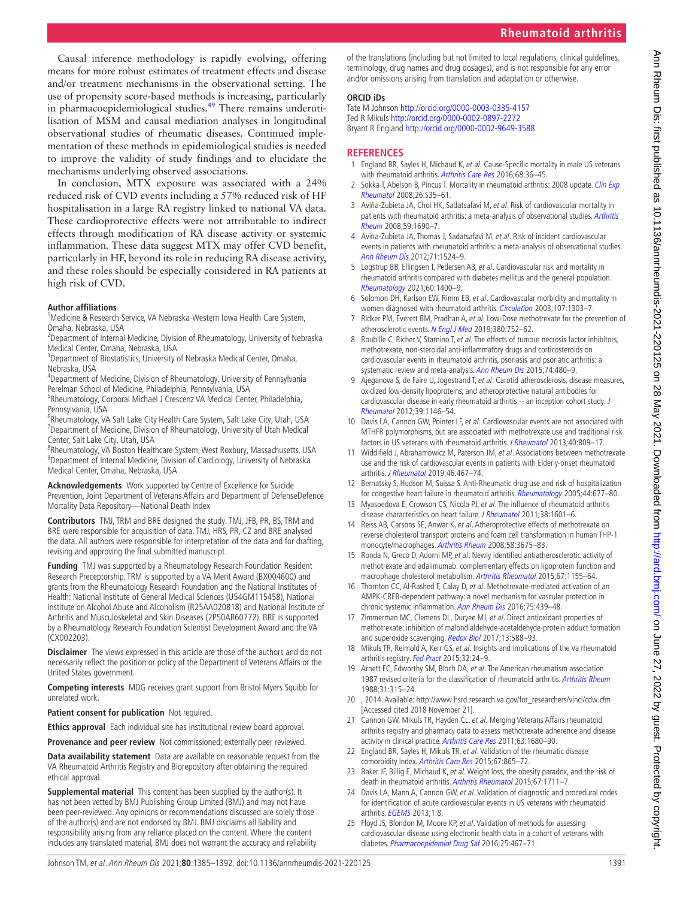Causal inference methodology is rapidly evolving, offering means for more robust estimates of treatment effects and disease and/or treatment mechanisms in the observational setting. The use of propensity score-based methods is increasing, particularly in pharmacoepidemiological studies.[49] There remains underutilisation of MSM and causal mediation analyses in longitudinal observational studies of rheumatic diseases. Continued implementation of these methods in epidemiological studies is needed to improve the validity of study findings and to elucidate the mechanisms underlying observed associations.

In conclusion, MTX exposure was associated with a 24% reduced risk of CVD events including a 57% reduced risk of HF hospitalisation in a large RA registry linked to national VA data. These cardioprotective effects were not attributable to indirect effects through modification of RA disease activity or systemic inflammation. These data suggest MTX may offer CVD benefit, particularly in HF, beyond its role in reducing RA disease activity, and these roles should be especially considered in RA patients at high risk of CVD.

**Author affiliations**
[1]Medicine & Research Service, VA Nebraska-Western Iowa Health Care System, Omaha, Nebraska, USA
[2]Department of Internal Medicine, Division of Rheumatology, University of Nebraska Medical Center, Omaha, Nebraska, USA
[3]Department of Biostatistics, University of Nebraska Medical Center, Omaha, Nebraska, USA
[4]Department of Medicine, Division of Rheumatology, University of Pennsylvania Perelman School of Medicine, Philadelphia, Pennsylvania, USA
[5]Rheumatology, Corporal Michael J Crescenz VA Medical Center, Philadelphia, Pennsylvania, USA
[6]Rheumatology, VA Salt Lake City Health Care System, Salt Lake City, Utah, USA
[7]Department of Medicine, Division of Rheumatology, University of Utah Medical Center, Salt Lake City, Utah, USA
[8]Rheumatology, VA Boston Healthcare System, West Roxbury, Massachusetts, USA
[9]Department of Internal Medicine, Division of Cardiology, University of Nebraska Medical Center, Omaha, Nebraska, USA

**Acknowledgements** Work supported by Centre of Excellence for Suicide Prevention, Joint Department of Veterans Affairs and Department of DefenseDefence Mortality Data Repository—National Death Index

**Contributors** TMJ, TRM and BRE designed the study. TMJ, JFB, PR, BS, TRM and BRE were responsible for acquisition of data. TMJ, HRS, PR, CZ and BRE analysed the data. All authors were responsible for interpretation of the data and for drafting, revising and approving the final submitted manuscript.

**Funding** TMJ was supported by a Rheumatology Research Foundation Resident Research Preceptorship. TRM is supported by a VA Merit Award (BX004600) and grants from the Rheumatology Research Foundation and the National Institutes of Health: National Institute of General Medical Sciences (U54GM115458), National Institute on Alcohol Abuse and Alcoholism (R25AA020818) and National Institute of Arthritis and Musculoskeletal and Skin Diseases (2P50AR60772). BRE is supported by a Rheumatology Research Foundation Scientist Development Award and the VA (CX002203).

**Disclaimer** The views expressed in this article are those of the authors and do not necessarily reflect the position or policy of the Department of Veterans Affairs or the United States government.

**Competing interests** MDG receives grant support from Bristol Myers Squibb for unrelated work.

**Patient consent for publication** Not required.

**Ethics approval** Each individual site has institutional review board approval.

**Provenance and peer review** Not commissioned; externally peer reviewed.

**Data availability statement** Data are available on reasonable request from the VA Rheumatoid Arthritis Registry and Biorepository after obtaining the required ethical approval.

**Supplemental material** This content has been supplied by the author(s). It has not been vetted by BMJ Publishing Group Limited (BMJ) and may not have been peer-reviewed. Any opinions or recommendations discussed are solely those of the author(s) and are not endorsed by BMJ. BMJ disclaims all liability and responsibility arising from any reliance placed on the content. Where the content includes any translated material, BMJ does not warrant the accuracy and reliability of the translations (including but not limited to local regulations, clinical guidelines, terminology, drug names and drug dosages), and is not responsible for any error and/or omissions arising from translation and adaptation or otherwise.

**ORCID iDs**
Tate M Johnson http://orcid.org/0000-0003-0335-4157
Ted R Mikuls http://orcid.org/0000-0002-0897-2272
Bryant R England http://orcid.org/0000-0002-9649-3588

## REFERENCES

1. England BR, Sayles H, Michaud K, *et al*. Cause-Specific mortality in male US veterans with rheumatoid arthritis. *Arthritis Care Res* 2016;68:36–45.
2. Sokka T, Abelson B, Pincus T. Mortality in rheumatoid arthritis: 2008 update. *Clin Exp Rheumatol* 2008;26:S35–61.
3. Aviña-Zubieta JA, Choi HK, Sadatsafavi M, *et al*. Risk of cardiovascular mortality in patients with rheumatoid arthritis: a meta-analysis of observational studies. *Arthritis Rheum* 2008;59:1690–7.
4. Avina-Zubieta JA, Thomas J, Sadatsafavi M, *et al*. Risk of incident cardiovascular events in patients with rheumatoid arthritis: a meta-analysis of observational studies. *Ann Rheum Dis* 2012;71:1524–9.
5. Løgstrup BB, Ellingsen T, Pedersen AB, *et al*. Cardiovascular risk and mortality in rheumatoid arthritis compared with diabetes mellitus and the general population. *Rheumatology* 2021;60:1400–9.
6. Solomon DH, Karlson EW, Rimm EB, *et al*. Cardiovascular morbidity and mortality in women diagnosed with rheumatoid arthritis. *Circulation* 2003;107:1303–7.
7. Ridker PM, Everett BM, Pradhan A, *et al*. Low-Dose methotrexate for the prevention of atherosclerotic events. *N Engl J Med* 2019;380:752–62.
8. Roubille C, Richer V, Starnino T, *et al*. The effects of tumour necrosis factor inhibitors, methotrexate, non-steroidal anti-inflammatory drugs and corticosteroids on cardiovascular events in rheumatoid arthritis, psoriasis and psoriatic arthritis: a systematic review and meta-analysis. *Ann Rheum Dis* 2015;74:480–9.
9. Ajeganova S, de Faire U, Jogestrand T, *et al*. Carotid atherosclerosis, disease measures, oxidized low-density lipoproteins, and atheroprotective natural antibodies for cardiovascular disease in early rheumatoid arthritis -- an inception cohort study. *J Rheumatol* 2012;39:1146–54.
10. Davis LA, Cannon GW, Pointer LF, *et al*. Cardiovascular events are not associated with MTHFR polymorphisms, but are associated with methotrexate use and traditional risk factors in US veterans with rheumatoid arthritis. *J Rheumatol* 2013;40:809–17.
11. Widdifield J, Abrahamowicz M, Paterson JM, *et al*. Associations between methotrexate use and the risk of cardiovascular events in patients with Elderly-onset rheumatoid arthritis. *J Rheumatol* 2019;46:467–74.
12. Bernatsky S, Hudson M, Suissa S. Anti-Rheumatic drug use and risk of hospitalization for congestive heart failure in rheumatoid arthritis. *Rheumatology* 2005;44:677–80.
13. Myasoedova E, Crowson CS, Nicola PJ, *et al*. The influence of rheumatoid arthritis disease characteristics on heart failure. *J Rheumatol* 2011;38:1601–6.
14. Reiss AB, Carsons SE, Anwar K, *et al*. Atheroprotective effects of methotrexate on reverse cholesterol transport proteins and foam cell transformation in human THP-1 monocyte/macrophages. *Arthritis Rheum* 2008;58:3675–83.
15. Ronda N, Greco D, Adorni MP, *et al*. Newly identified antiatherosclerotic activity of methotrexate and adalimumab: complementary effects on lipoprotein function and macrophage cholesterol metabolism. *Arthritis Rheumatol* 2015;67:1155–64.
16. Thornton CC, Al-Rashed F, Calay D, *et al*. Methotrexate-mediated activation of an AMPK-CREB-dependent pathway: a novel mechanism for vascular protection in chronic systemic inflammation. *Ann Rheum Dis* 2016;75:439–48.
17. Zimmerman MC, Clemens DL, Duryee MJ, *et al*. Direct antioxidant properties of methotrexate: inhibition of malondialdehyde-acetaldehyde-protein adduct formation and superoxide scavenging. *Redox Biol* 2017;13:588–93.
18. Mikuls TR, Reimold A, Kerr GS, *et al*. Insights and implications of the Va rheumatoid arthritis registry. *Fed Pract* 2015;32:24–9.
19. Arnett FC, Edworthy SM, Bloch DA, *et al*. The American rheumatism association 1987 revised criteria for the classification of rheumatoid arthritis. *Arthritis Rheum* 1988;31:315–24.
20. , 2014. Available: http://www.hsrd.research.va.gov/for_researchers/vinci/cdw.cfm [Accessed cited 2018 November 21].
21. Cannon GW, Mikuls TR, Hayden CL, *et al*. Merging Veterans Affairs rheumatoid arthritis registry and pharmacy data to assess methotrexate adherence and disease activity in clinical practice. *Arthritis Care Res* 2011;63:1680–90.
22. England BR, Sayles H, Mikuls TR, *et al*. Validation of the rheumatic disease comorbidity index. *Arthritis Care Res* 2015;67:865–72.
23. Baker JF, Billig E, Michaud K, *et al*. Weight loss, the obesity paradox, and the risk of death in rheumatoid arthritis. *Arthritis Rheumatol* 2015;67:1711–7.
24. Davis LA, Mann A, Cannon GW, *et al*. Validation of diagnostic and procedural codes for identification of acute cardiovascular events in US veterans with rheumatoid arthritis. *EGEMS* 2013;1:8.
25. Floyd JS, Blondon M, Moore KP, *et al*. Validation of methods for assessing cardiovascular disease using electronic health data in a cohort of veterans with diabetes. *Pharmacoepidemiol Drug Saf* 2016;25:467–71.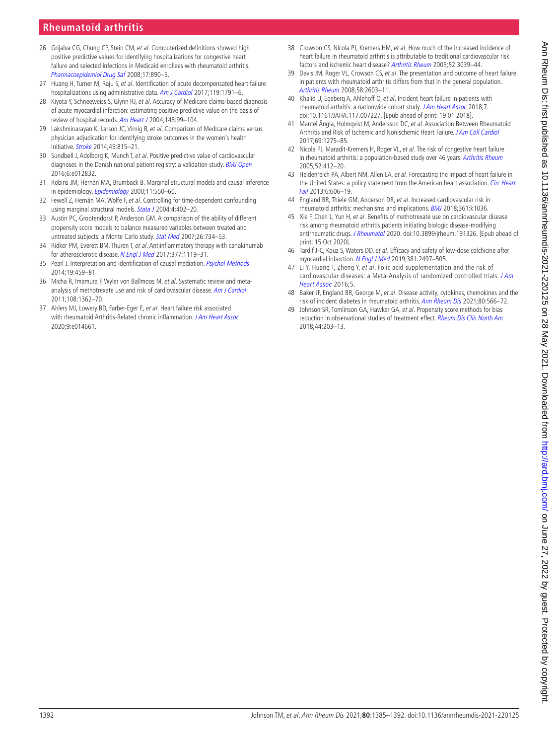26 Grijalva CG, Chung CP, Stein CM, *et al*. Computerized definitions showed high positive predictive values for identifying hospitalizations for congestive heart failure and selected infections in Medicaid enrollees with rheumatoid arthritis. *Pharmacoepidemiol Drug Saf* 2008;17:890–5.

27 Huang H, Turner M, Raju S, *et al*. Identification of acute decompensated heart failure hospitalizations using administrative data. *Am J Cardiol* 2017;119:1791–6.

28 Kiyota Y, Schneeweiss S, Glynn RJ, *et al*. Accuracy of Medicare claims-based diagnosis of acute myocardial infarction: estimating positive predictive value on the basis of review of hospital records. *Am Heart J* 2004;148:99–104.

29 Lakshminarayan K, Larson JC, Virnig B, *et al*. Comparison of Medicare claims versus physician adjudication for identifying stroke outcomes in the women's health Initiative. *Stroke* 2014;45:815–21.

30 Sundbøll J, Adelborg K, Munch T, *et al*. Positive predictive value of cardiovascular diagnoses in the Danish national patient registry: a validation study. *BMJ Open* 2016;6:e012832.

31 Robins JM, Hernán MA, Brumback B. Marginal structural models and causal inference in epidemiology. *Epidemiology* 2000;11:550–60.

32 Fewell Z, Hernán MA, Wolfe F, *et al*. Controlling for time-dependent confounding using marginal structural models. *Stata J* 2004;4:402–20.

33 Austin PC, Grootendorst P, Anderson GM. A comparison of the ability of different propensity score models to balance measured variables between treated and untreated subjects: a Monte Carlo study. *Stat Med* 2007;26:734–53.

34 Ridker PM, Everett BM, Thuren T, *et al*. Antiinflammatory therapy with canakinumab for atherosclerotic disease. *N Engl J Med* 2017;377:1119–31.

35 Pearl J. Interpretation and identification of causal mediation. *Psychol Methods* 2014;19:459–81.

36 Micha R, Imamura F, Wyler von Ballmoos M, *et al*. Systematic review and meta-analysis of methotrexate use and risk of cardiovascular disease. *Am J Cardiol* 2011;108:1362–70.

37 Ahlers MJ, Lowery BD, Farber-Eger E, *et al*. Heart failure risk associated with rheumatoid Arthritis-Related chronic inflammation. *J Am Heart Assoc* 2020;9:e014661.

38 Crowson CS, Nicola PJ, Kremers HM, *et al*. How much of the increased incidence of heart failure in rheumatoid arthritis is attributable to traditional cardiovascular risk factors and ischemic heart disease? *Arthritis Rheum* 2005;52:3039–44.

39 Davis JM, Roger VL, Crowson CS, *et al*. The presentation and outcome of heart failure in patients with rheumatoid arthritis differs from that in the general population. *Arthritis Rheum* 2008;58:2603–11.

40 Khalid U, Egeberg A, Ahlehoff O, *et al*. Incident heart failure in patients with rheumatoid arthritis: a nationwide cohort study. *J Am Heart Assoc* 2018;7. doi:10.1161/JAHA.117.007227. [Epub ahead of print: 19 01 2018].

41 Mantel Ängla, Holmqvist M, Andersson DC, *et al*. Association Between Rheumatoid Arthritis and Risk of Ischemic and Nonischemic Heart Failure. *J Am Coll Cardiol* 2017;69:1275–85.

42 Nicola PJ, Maradit-Kremers H, Roger VL, *et al*. The risk of congestive heart failure in rheumatoid arthritis: a population-based study over 46 years. *Arthritis Rheum* 2005;52:412–20.

43 Heidenreich PA, Albert NM, Allen LA, *et al*. Forecasting the impact of heart failure in the United States: a policy statement from the American heart association. *Circ Heart Fail* 2013;6:606–19.

44 England BR, Thiele GM, Anderson DR, *et al*. Increased cardiovascular risk in rheumatoid arthritis: mechanisms and implications. *BMJ* 2018;361:k1036.

45 Xie F, Chen L, Yun H, *et al*. Benefits of methotrexate use on cardiovascular disease risk among rheumatoid arthritis patients initiating biologic disease-modifying antirheumatic drugs. *J Rheumatol* 2020. doi:10.3899/jrheum.191326. [Epub ahead of print: 15 Oct 2020].

46 Tardif J-C, Kouz S, Waters DD, *et al*. Efficacy and safety of low-dose colchicine after myocardial infarction. *N Engl J Med* 2019;381:2497–505.

47 Li Y, Huang T, Zheng Y, *et al*. Folic acid supplementation and the risk of cardiovascular diseases: a Meta-Analysis of randomized controlled trials. *J Am Heart Assoc* 2016;5.

48 Baker JF, England BR, George M, *et al*. Disease activity, cytokines, chemokines and the risk of incident diabetes in rheumatoid arthritis. *Ann Rheum Dis* 2021;80:566–72.

49 Johnson SR, Tomlinson GA, Hawker GA, *et al*. Propensity score methods for bias reduction in observational studies of treatment effect. *Rheum Dis Clin North Am* 2018;44:203–13.